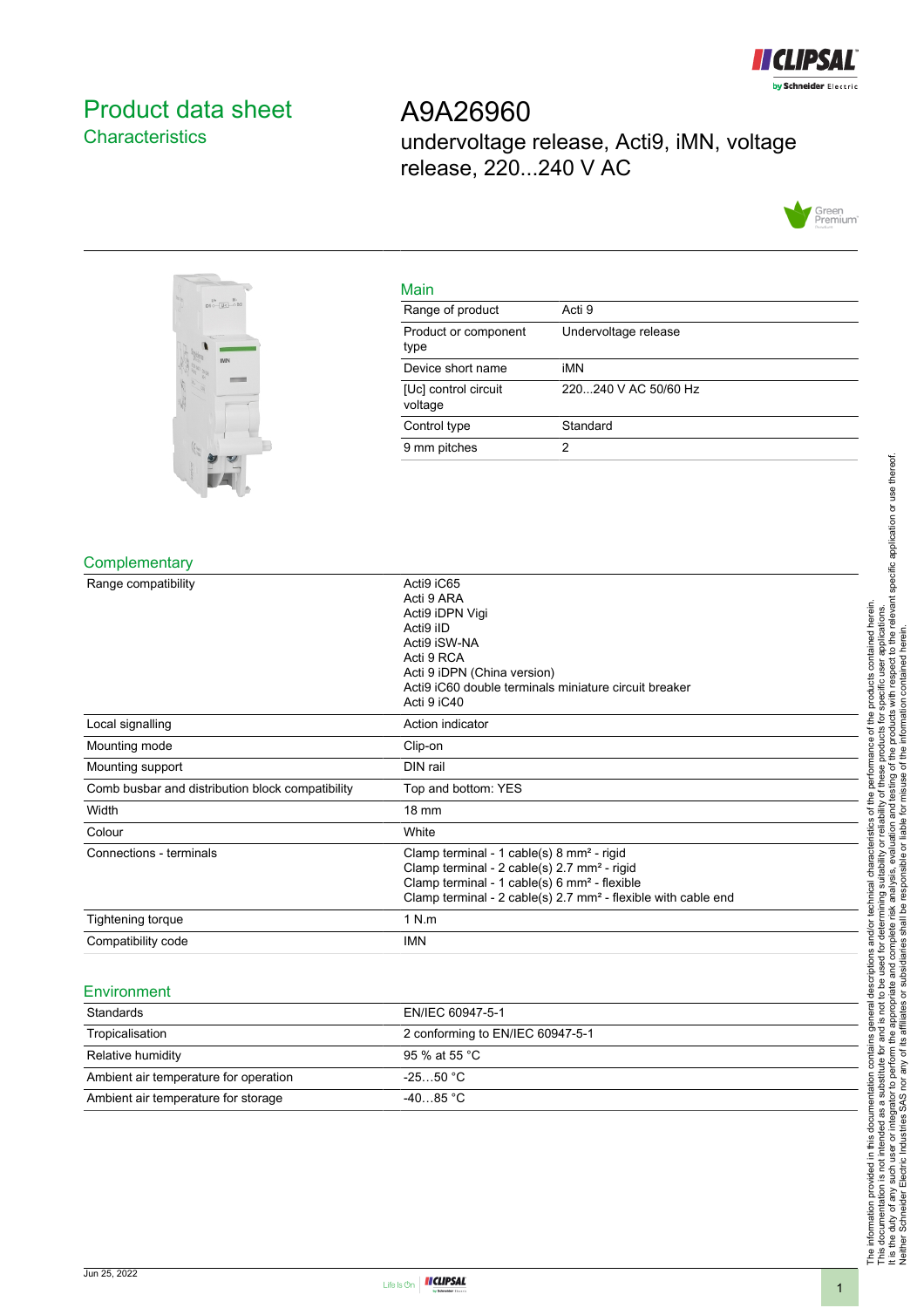# Product data sheet

## Characteristics

# A9A26960

undervoltage release, Acti9, iMN, voltage release, 220...240 V AC

## Main

| | |
|---|---|
| Range of product | Acti 9 |
| Product or component type | Undervoltage release |
| Device short name | iMN |
| [Uc] control circuit voltage | 220...240 V AC 50/60 Hz |
| Control type | Standard |
| 9 mm pitches | 2 |

## Complementary

| | |
|---|---|
| Range compatibility | Acti9 iC65<br>Acti 9 ARA<br>Acti9 iDPN Vigi<br>Acti9 iID<br>Acti9 iSW-NA<br>Acti 9 RCA<br>Acti 9 iDPN (China version)<br>Acti9 iC60 double terminals miniature circuit breaker<br>Acti 9 iC40 |
| Local signalling | Action indicator |
| Mounting mode | Clip-on |
| Mounting support | DIN rail |
| Comb busbar and distribution block compatibility | Top and bottom: YES |
| Width | 18 mm |
| Colour | White |
| Connections - terminals | Clamp terminal - 1 cable(s) 8 mm² - rigid<br>Clamp terminal - 2 cable(s) 2.7 mm² - rigid<br>Clamp terminal - 1 cable(s) 6 mm² - flexible<br>Clamp terminal - 2 cable(s) 2.7 mm² - flexible with cable end |
| Tightening torque | 1 N.m |
| Compatibility code | IMN |

## Environment

| | |
|---|---|
| Standards | EN/IEC 60947-5-1 |
| Tropicalisation | 2 conforming to EN/IEC 60947-5-1 |
| Relative humidity | 95 % at 55 °C |
| Ambient air temperature for operation | -25…50 °C |
| Ambient air temperature for storage | -40…85 °C |

The information provided in this documentation contains general descriptions and/or technical characteristics of the performance of the products contained herein.
This documentation is not intended as a substitute for and is not to be used for determining suitability or reliability of these products for specific user applications.
It is the duty of any such user or integrator to perform the appropriate and complete risk analysis, evaluation and testing of the products with respect to the relevant specific application or use thereof.
Neither Schneider Electric Industries SAS nor any of its affiliates or subsidiaries shall be responsible or liable for misuse of the information contained herein.

Jun 25, 2022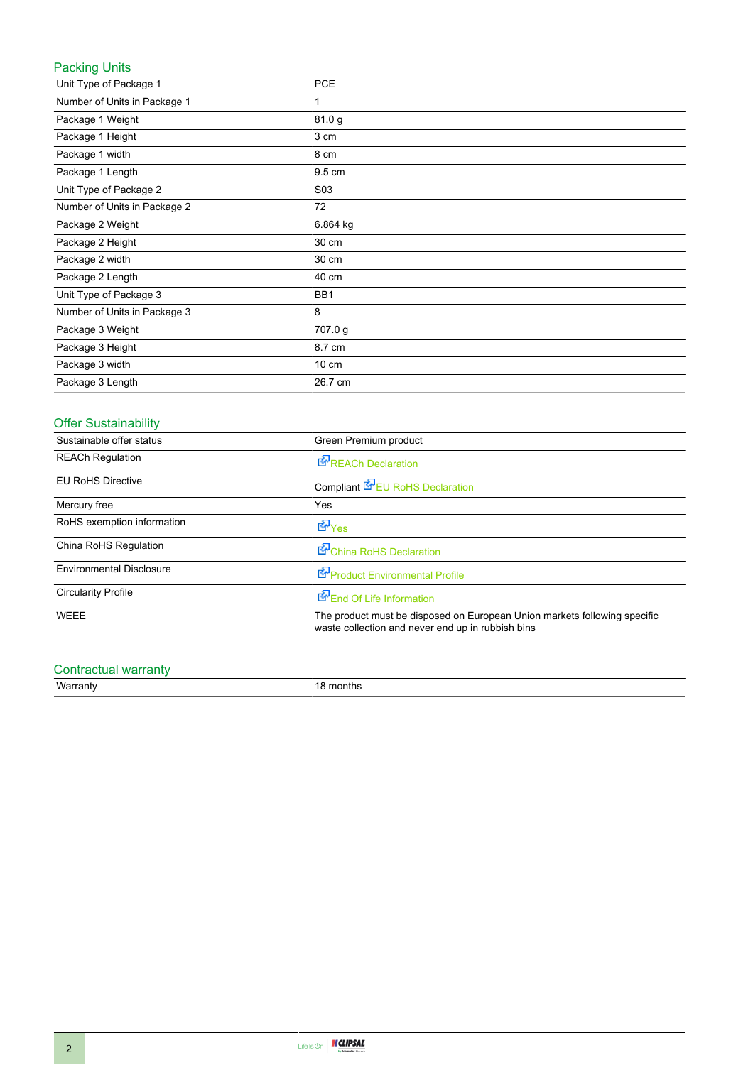## Packing Units

| | |
|---|---|
| Unit Type of Package 1 | PCE |
| Number of Units in Package 1 | 1 |
| Package 1 Weight | 81.0 g |
| Package 1 Height | 3 cm |
| Package 1 width | 8 cm |
| Package 1 Length | 9.5 cm |
| Unit Type of Package 2 | S03 |
| Number of Units in Package 2 | 72 |
| Package 2 Weight | 6.864 kg |
| Package 2 Height | 30 cm |
| Package 2 width | 30 cm |
| Package 2 Length | 40 cm |
| Unit Type of Package 3 | BB1 |
| Number of Units in Package 3 | 8 |
| Package 3 Weight | 707.0 g |
| Package 3 Height | 8.7 cm |
| Package 3 width | 10 cm |
| Package 3 Length | 26.7 cm |

## Offer Sustainability

| | |
|---|---|
| Sustainable offer status | Green Premium product |
| REACh Regulation | REACh Declaration |
| EU RoHS Directive | Compliant EU RoHS Declaration |
| Mercury free | Yes |
| RoHS exemption information | Yes |
| China RoHS Regulation | China RoHS Declaration |
| Environmental Disclosure | Product Environmental Profile |
| Circularity Profile | End Of Life Information |
| WEEE | The product must be disposed on European Union markets following specific waste collection and never end up in rubbish bins |

## Contractual warranty

| | |
|---|---|
| Warranty | 18 months |